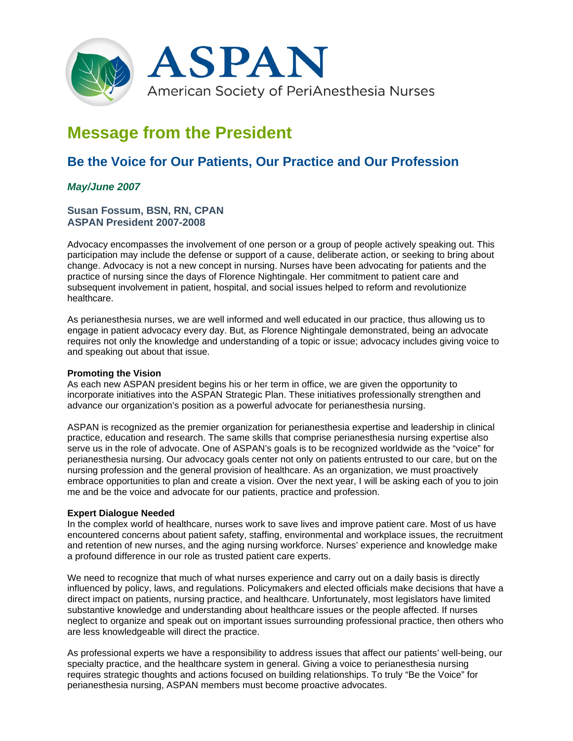ASPAN

American Society of PeriAnesthesia Nurses

# Message from the President

## Be the Voice for Our Patients, Our Practice and Our Profession

***May/June 2007***

**Susan Fossum, BSN, RN, CPAN**
**ASPAN President 2007-2008**

Advocacy encompasses the involvement of one person or a group of people actively speaking out. This participation may include the defense or support of a cause, deliberate action, or seeking to bring about change. Advocacy is not a new concept in nursing. Nurses have been advocating for patients and the practice of nursing since the days of Florence Nightingale. Her commitment to patient care and subsequent involvement in patient, hospital, and social issues helped to reform and revolutionize healthcare.

As perianesthesia nurses, we are well informed and well educated in our practice, thus allowing us to engage in patient advocacy every day. But, as Florence Nightingale demonstrated, being an advocate requires not only the knowledge and understanding of a topic or issue; advocacy includes giving voice to and speaking out about that issue.

**Promoting the Vision**

As each new ASPAN president begins his or her term in office, we are given the opportunity to incorporate initiatives into the ASPAN Strategic Plan. These initiatives professionally strengthen and advance our organization's position as a powerful advocate for perianesthesia nursing.

ASPAN is recognized as the premier organization for perianesthesia expertise and leadership in clinical practice, education and research. The same skills that comprise perianesthesia nursing expertise also serve us in the role of advocate. One of ASPAN's goals is to be recognized worldwide as the "voice" for perianesthesia nursing. Our advocacy goals center not only on patients entrusted to our care, but on the nursing profession and the general provision of healthcare. As an organization, we must proactively embrace opportunities to plan and create a vision. Over the next year, I will be asking each of you to join me and be the voice and advocate for our patients, practice and profession.

**Expert Dialogue Needed**

In the complex world of healthcare, nurses work to save lives and improve patient care. Most of us have encountered concerns about patient safety, staffing, environmental and workplace issues, the recruitment and retention of new nurses, and the aging nursing workforce. Nurses' experience and knowledge make a profound difference in our role as trusted patient care experts.

We need to recognize that much of what nurses experience and carry out on a daily basis is directly influenced by policy, laws, and regulations. Policymakers and elected officials make decisions that have a direct impact on patients, nursing practice, and healthcare. Unfortunately, most legislators have limited substantive knowledge and understanding about healthcare issues or the people affected. If nurses neglect to organize and speak out on important issues surrounding professional practice, then others who are less knowledgeable will direct the practice.

As professional experts we have a responsibility to address issues that affect our patients' well-being, our specialty practice, and the healthcare system in general. Giving a voice to perianesthesia nursing requires strategic thoughts and actions focused on building relationships. To truly "Be the Voice" for perianesthesia nursing, ASPAN members must become proactive advocates.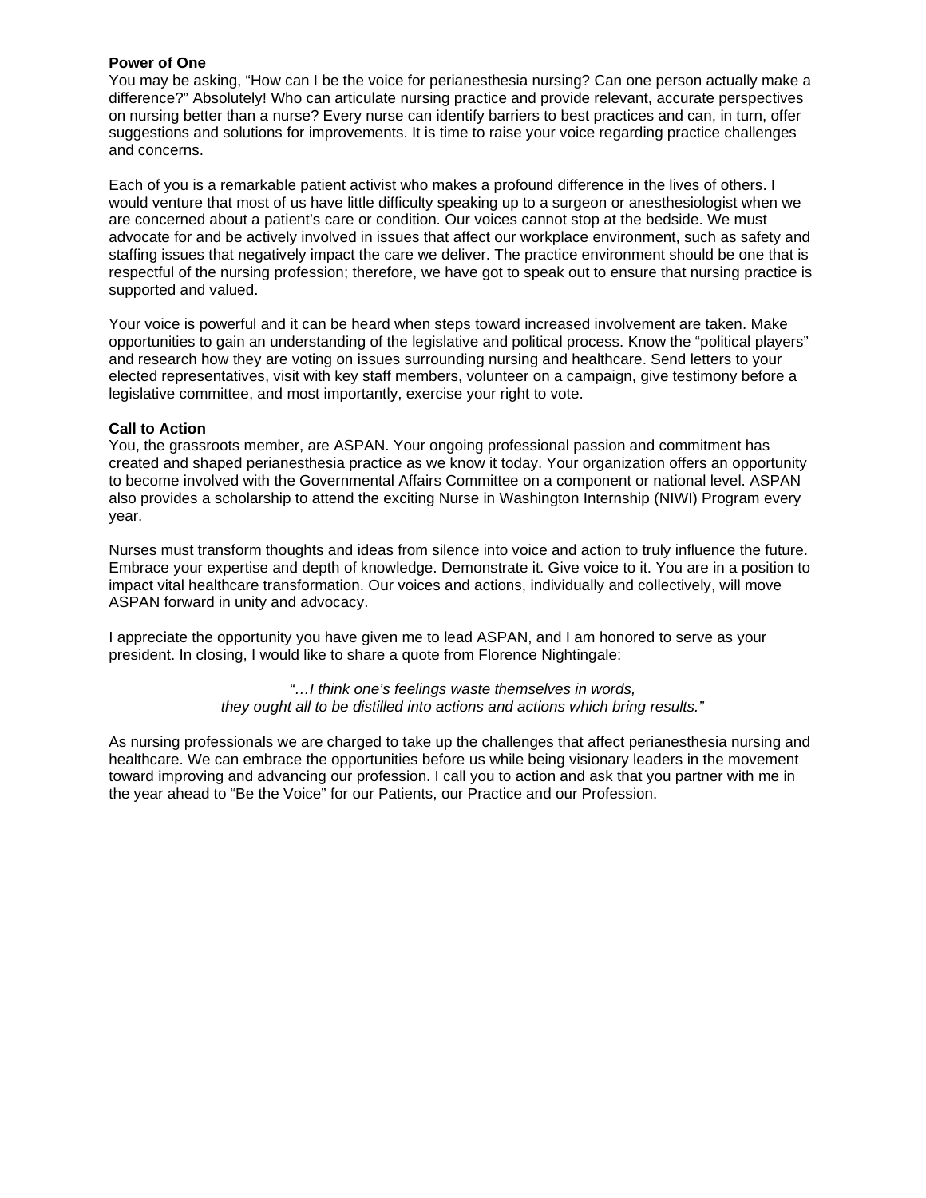**Power of One**

You may be asking, "How can I be the voice for perianesthesia nursing? Can one person actually make a difference?" Absolutely! Who can articulate nursing practice and provide relevant, accurate perspectives on nursing better than a nurse? Every nurse can identify barriers to best practices and can, in turn, offer suggestions and solutions for improvements. It is time to raise your voice regarding practice challenges and concerns.

Each of you is a remarkable patient activist who makes a profound difference in the lives of others. I would venture that most of us have little difficulty speaking up to a surgeon or anesthesiologist when we are concerned about a patient's care or condition. Our voices cannot stop at the bedside. We must advocate for and be actively involved in issues that affect our workplace environment, such as safety and staffing issues that negatively impact the care we deliver. The practice environment should be one that is respectful of the nursing profession; therefore, we have got to speak out to ensure that nursing practice is supported and valued.

Your voice is powerful and it can be heard when steps toward increased involvement are taken. Make opportunities to gain an understanding of the legislative and political process. Know the "political players" and research how they are voting on issues surrounding nursing and healthcare. Send letters to your elected representatives, visit with key staff members, volunteer on a campaign, give testimony before a legislative committee, and most importantly, exercise your right to vote.

**Call to Action**

You, the grassroots member, are ASPAN. Your ongoing professional passion and commitment has created and shaped perianesthesia practice as we know it today. Your organization offers an opportunity to become involved with the Governmental Affairs Committee on a component or national level. ASPAN also provides a scholarship to attend the exciting Nurse in Washington Internship (NIWI) Program every year.

Nurses must transform thoughts and ideas from silence into voice and action to truly influence the future. Embrace your expertise and depth of knowledge. Demonstrate it. Give voice to it. You are in a position to impact vital healthcare transformation. Our voices and actions, individually and collectively, will move ASPAN forward in unity and advocacy.

I appreciate the opportunity you have given me to lead ASPAN, and I am honored to serve as your president. In closing, I would like to share a quote from Florence Nightingale:

*"…I think one's feelings waste themselves in words,*
*they ought all to be distilled into actions and actions which bring results."*

As nursing professionals we are charged to take up the challenges that affect perianesthesia nursing and healthcare. We can embrace the opportunities before us while being visionary leaders in the movement toward improving and advancing our profession. I call you to action and ask that you partner with me in the year ahead to "Be the Voice" for our Patients, our Practice and our Profession.